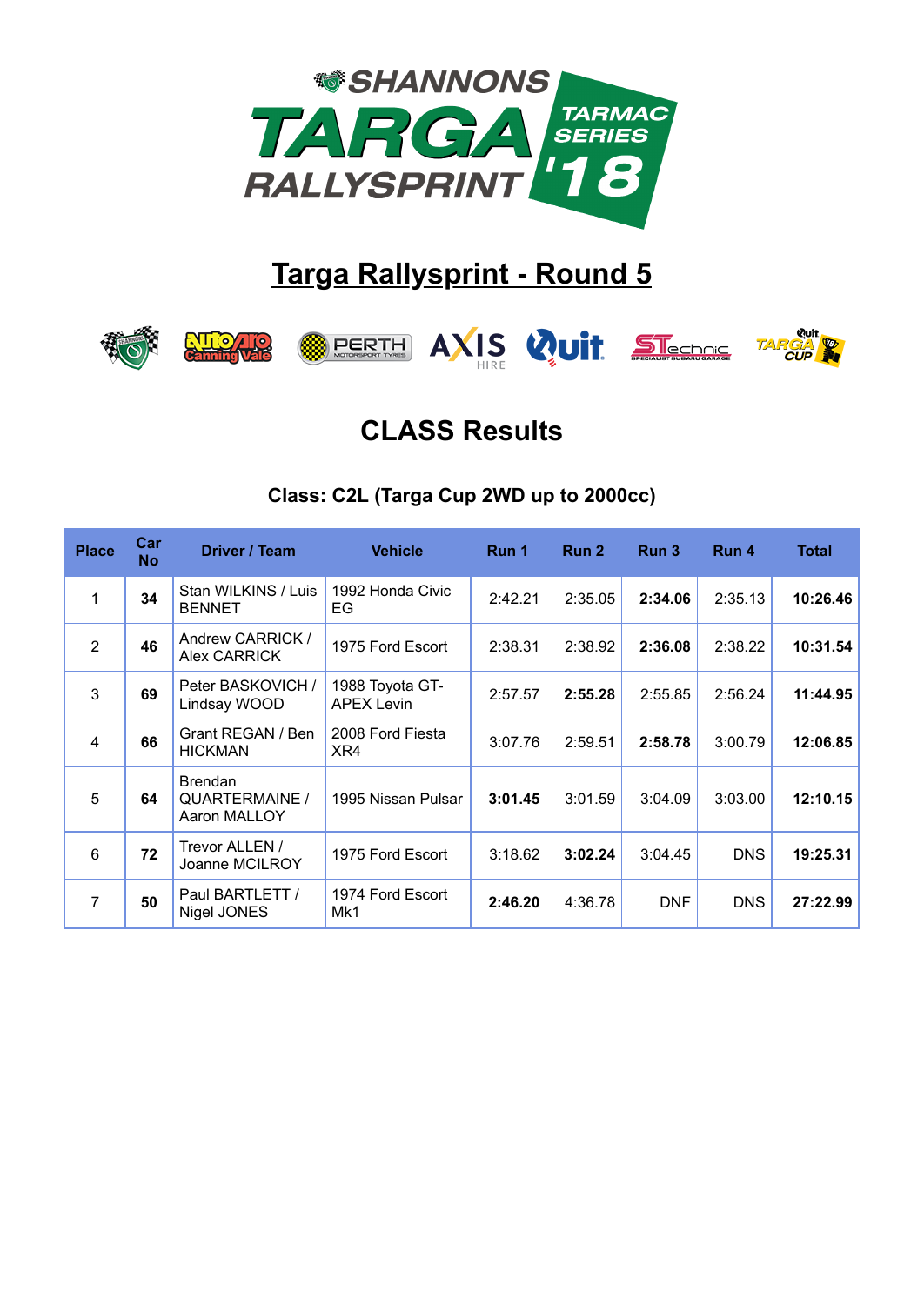# Targa Rallysprint - Round 5

## CLASS Results

### Class: C2L (Targa Cup 2WD up to 2000cc)

| Place | Car No | Driver / Team | Vehicle | Run 1 | Run 2 | Run 3 | Run 4 | Total |
|---|---|---|---|---|---|---|---|---|
| 1 | **34** | Stan WILKINS / Luis BENNET | 1992 Honda Civic EG | 2:42.21 | 2:35.05 | **2:34.06** | 2:35.13 | **10:26.46** |
| 2 | **46** | Andrew CARRICK / Alex CARRICK | 1975 Ford Escort | 2:38.31 | 2:38.92 | **2:36.08** | 2:38.22 | **10:31.54** |
| 3 | **69** | Peter BASKOVICH / Lindsay WOOD | 1988 Toyota GT-APEX Levin | 2:57.57 | **2:55.28** | 2:55.85 | 2:56.24 | **11:44.95** |
| 4 | **66** | Grant REGAN / Ben HICKMAN | 2008 Ford Fiesta XR4 | 3:07.76 | 2:59.51 | **2:58.78** | 3:00.79 | **12:06.85** |
| 5 | **64** | Brendan QUARTERMAINE / Aaron MALLOY | 1995 Nissan Pulsar | **3:01.45** | 3:01.59 | 3:04.09 | 3:03.00 | **12:10.15** |
| 6 | **72** | Trevor ALLEN / Joanne MCILROY | 1975 Ford Escort | 3:18.62 | **3:02.24** | 3:04.45 | DNS | **19:25.31** |
| 7 | **50** | Paul BARTLETT / Nigel JONES | 1974 Ford Escort Mk1 | **2:46.20** | 4:36.78 | DNF | DNS | **27:22.99** |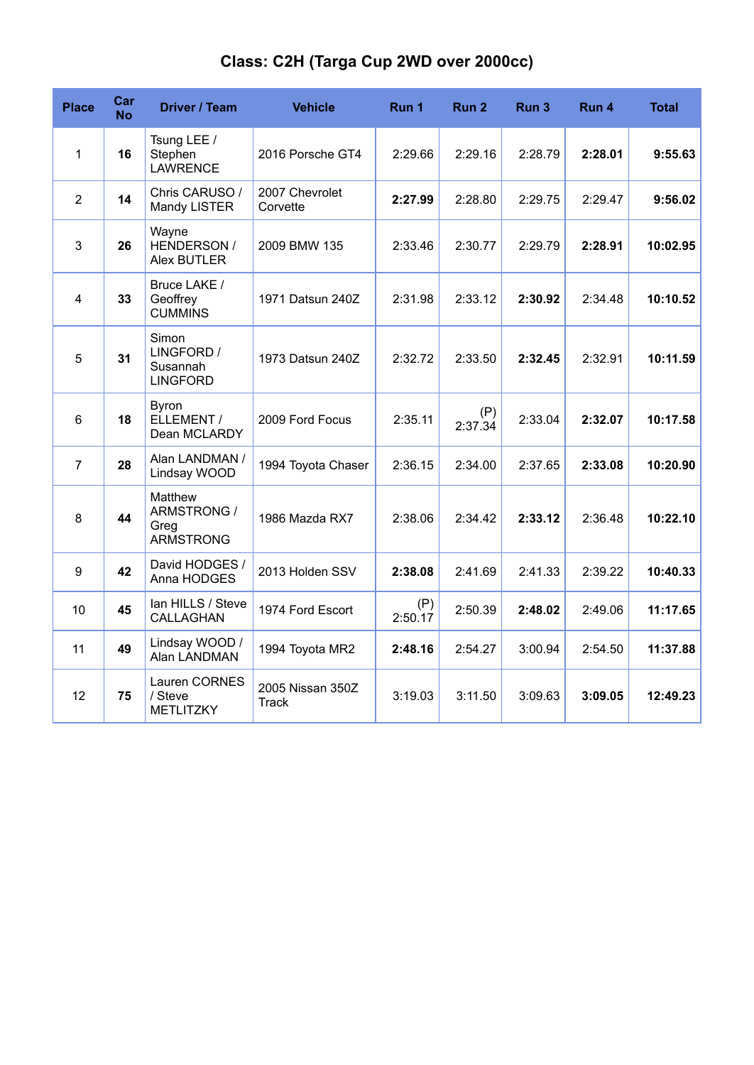# Class: C2H (Targa Cup 2WD over 2000cc)

| Place | Car No | Driver / Team | Vehicle | Run 1 | Run 2 | Run 3 | Run 4 | Total |
|---|---|---|---|---|---|---|---|---|
| 1 | **16** | Tsung LEE / Stephen LAWRENCE | 2016 Porsche GT4 | 2:29.66 | 2:29.16 | 2:28.79 | **2:28.01** | **9:55.63** |
| 2 | **14** | Chris CARUSO / Mandy LISTER | 2007 Chevrolet Corvette | **2:27.99** | 2:28.80 | 2:29.75 | 2:29.47 | **9:56.02** |
| 3 | **26** | Wayne HENDERSON / Alex BUTLER | 2009 BMW 135 | 2:33.46 | 2:30.77 | 2:29.79 | **2:28.91** | **10:02.95** |
| 4 | **33** | Bruce LAKE / Geoffrey CUMMINS | 1971 Datsun 240Z | 2:31.98 | 2:33.12 | **2:30.92** | 2:34.48 | **10:10.52** |
| 5 | **31** | Simon LINGFORD / Susannah LINGFORD | 1973 Datsun 240Z | 2:32.72 | 2:33.50 | **2:32.45** | 2:32.91 | **10:11.59** |
| 6 | **18** | Byron ELLEMENT / Dean MCLARDY | 2009 Ford Focus | 2:35.11 | (P) 2:37.34 | 2:33.04 | **2:32.07** | **10:17.58** |
| 7 | **28** | Alan LANDMAN / Lindsay WOOD | 1994 Toyota Chaser | 2:36.15 | 2:34.00 | 2:37.65 | **2:33.08** | **10:20.90** |
| 8 | **44** | Matthew ARMSTRONG / Greg ARMSTRONG | 1986 Mazda RX7 | 2:38.06 | 2:34.42 | **2:33.12** | 2:36.48 | **10:22.10** |
| 9 | **42** | David HODGES / Anna HODGES | 2013 Holden SSV | **2:38.08** | 2:41.69 | 2:41.33 | 2:39.22 | **10:40.33** |
| 10 | **45** | Ian HILLS / Steve CALLAGHAN | 1974 Ford Escort | (P) 2:50.17 | 2:50.39 | **2:48.02** | 2:49.06 | **11:17.65** |
| 11 | **49** | Lindsay WOOD / Alan LANDMAN | 1994 Toyota MR2 | **2:48.16** | 2:54.27 | 3:00.94 | 2:54.50 | **11:37.88** |
| 12 | **75** | Lauren CORNES / Steve METLITZKY | 2005 Nissan 350Z Track | 3:19.03 | 3:11.50 | 3:09.63 | **3:09.05** | **12:49.23** |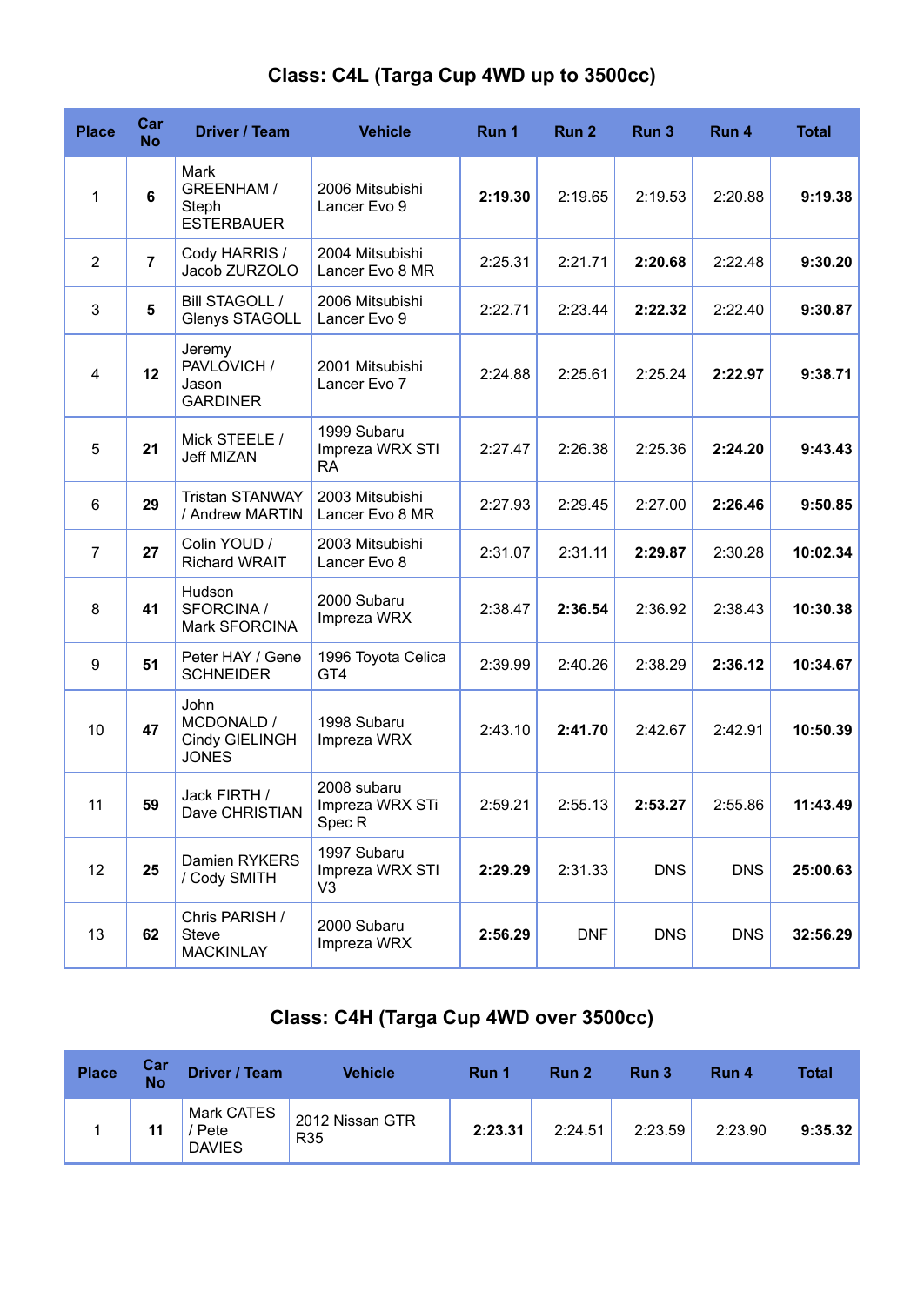## Class: C4L (Targa Cup 4WD up to 3500cc)

| Place | Car No | Driver / Team | Vehicle | Run 1 | Run 2 | Run 3 | Run 4 | Total |
|---|---|---|---|---|---|---|---|---|
| 1 | **6** | Mark GREENHAM / Steph ESTERBAUER | 2006 Mitsubishi Lancer Evo 9 | **2:19.30** | 2:19.65 | 2:19.53 | 2:20.88 | **9:19.38** |
| 2 | **7** | Cody HARRIS / Jacob ZURZOLO | 2004 Mitsubishi Lancer Evo 8 MR | 2:25.31 | 2:21.71 | **2:20.68** | 2:22.48 | **9:30.20** |
| 3 | **5** | Bill STAGOLL / Glenys STAGOLL | 2006 Mitsubishi Lancer Evo 9 | 2:22.71 | 2:23.44 | **2:22.32** | 2:22.40 | **9:30.87** |
| 4 | **12** | Jeremy PAVLOVICH / Jason GARDINER | 2001 Mitsubishi Lancer Evo 7 | 2:24.88 | 2:25.61 | 2:25.24 | **2:22.97** | **9:38.71** |
| 5 | **21** | Mick STEELE / Jeff MIZAN | 1999 Subaru Impreza WRX STI RA | 2:27.47 | 2:26.38 | 2:25.36 | **2:24.20** | **9:43.43** |
| 6 | **29** | Tristan STANWAY / Andrew MARTIN | 2003 Mitsubishi Lancer Evo 8 MR | 2:27.93 | 2:29.45 | 2:27.00 | **2:26.46** | **9:50.85** |
| 7 | **27** | Colin YOUD / Richard WRAIT | 2003 Mitsubishi Lancer Evo 8 | 2:31.07 | 2:31.11 | **2:29.87** | 2:30.28 | **10:02.34** |
| 8 | **41** | Hudson SFORCINA / Mark SFORCINA | 2000 Subaru Impreza WRX | 2:38.47 | **2:36.54** | 2:36.92 | 2:38.43 | **10:30.38** |
| 9 | **51** | Peter HAY / Gene SCHNEIDER | 1996 Toyota Celica GT4 | 2:39.99 | 2:40.26 | 2:38.29 | **2:36.12** | **10:34.67** |
| 10 | **47** | John MCDONALD / Cindy GIELINGH JONES | 1998 Subaru Impreza WRX | 2:43.10 | **2:41.70** | 2:42.67 | 2:42.91 | **10:50.39** |
| 11 | **59** | Jack FIRTH / Dave CHRISTIAN | 2008 subaru Impreza WRX STi Spec R | 2:59.21 | 2:55.13 | **2:53.27** | 2:55.86 | **11:43.49** |
| 12 | **25** | Damien RYKERS / Cody SMITH | 1997 Subaru Impreza WRX STI V3 | **2:29.29** | 2:31.33 | DNS | DNS | **25:00.63** |
| 13 | **62** | Chris PARISH / Steve MACKINLAY | 2000 Subaru Impreza WRX | **2:56.29** | DNF | DNS | DNS | **32:56.29** |

## Class: C4H (Targa Cup 4WD over 3500cc)

| Place | Car No | Driver / Team | Vehicle | Run 1 | Run 2 | Run 3 | Run 4 | Total |
|---|---|---|---|---|---|---|---|---|
| 1 | **11** | Mark CATES / Pete DAVIES | 2012 Nissan GTR R35 | **2:23.31** | 2:24.51 | 2:23.59 | 2:23.90 | **9:35.32** |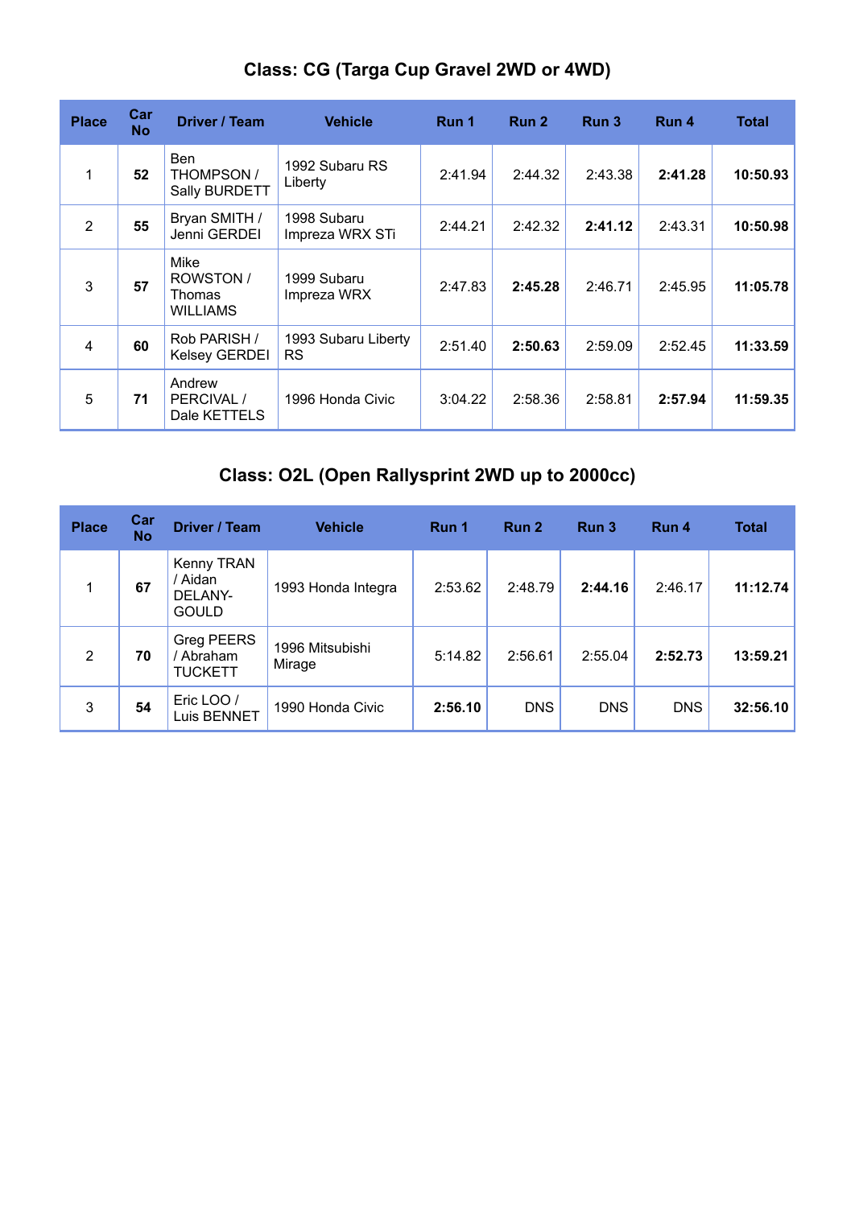## Class: CG (Targa Cup Gravel 2WD or 4WD)

| Place | Car No | Driver / Team | Vehicle | Run 1 | Run 2 | Run 3 | Run 4 | Total |
|---|---|---|---|---|---|---|---|---|
| 1 | **52** | Ben THOMPSON / Sally BURDETT | 1992 Subaru RS Liberty | 2:41.94 | 2:44.32 | 2:43.38 | **2:41.28** | **10:50.93** |
| 2 | **55** | Bryan SMITH / Jenni GERDEI | 1998 Subaru Impreza WRX STi | 2:44.21 | 2:42.32 | **2:41.12** | 2:43.31 | **10:50.98** |
| 3 | **57** | Mike ROWSTON / Thomas WILLIAMS | 1999 Subaru Impreza WRX | 2:47.83 | **2:45.28** | 2:46.71 | 2:45.95 | **11:05.78** |
| 4 | **60** | Rob PARISH / Kelsey GERDEI | 1993 Subaru Liberty RS | 2:51.40 | **2:50.63** | 2:59.09 | 2:52.45 | **11:33.59** |
| 5 | **71** | Andrew PERCIVAL / Dale KETTELS | 1996 Honda Civic | 3:04.22 | 2:58.36 | 2:58.81 | **2:57.94** | **11:59.35** |

## Class: O2L (Open Rallysprint 2WD up to 2000cc)

| Place | Car No | Driver / Team | Vehicle | Run 1 | Run 2 | Run 3 | Run 4 | Total |
|---|---|---|---|---|---|---|---|---|
| 1 | **67** | Kenny TRAN / Aidan DELANY-GOULD | 1993 Honda Integra | 2:53.62 | 2:48.79 | **2:44.16** | 2:46.17 | **11:12.74** |
| 2 | **70** | Greg PEERS / Abraham TUCKETT | 1996 Mitsubishi Mirage | 5:14.82 | 2:56.61 | 2:55.04 | **2:52.73** | **13:59.21** |
| 3 | **54** | Eric LOO / Luis BENNET | 1990 Honda Civic | **2:56.10** | DNS | DNS | DNS | **32:56.10** |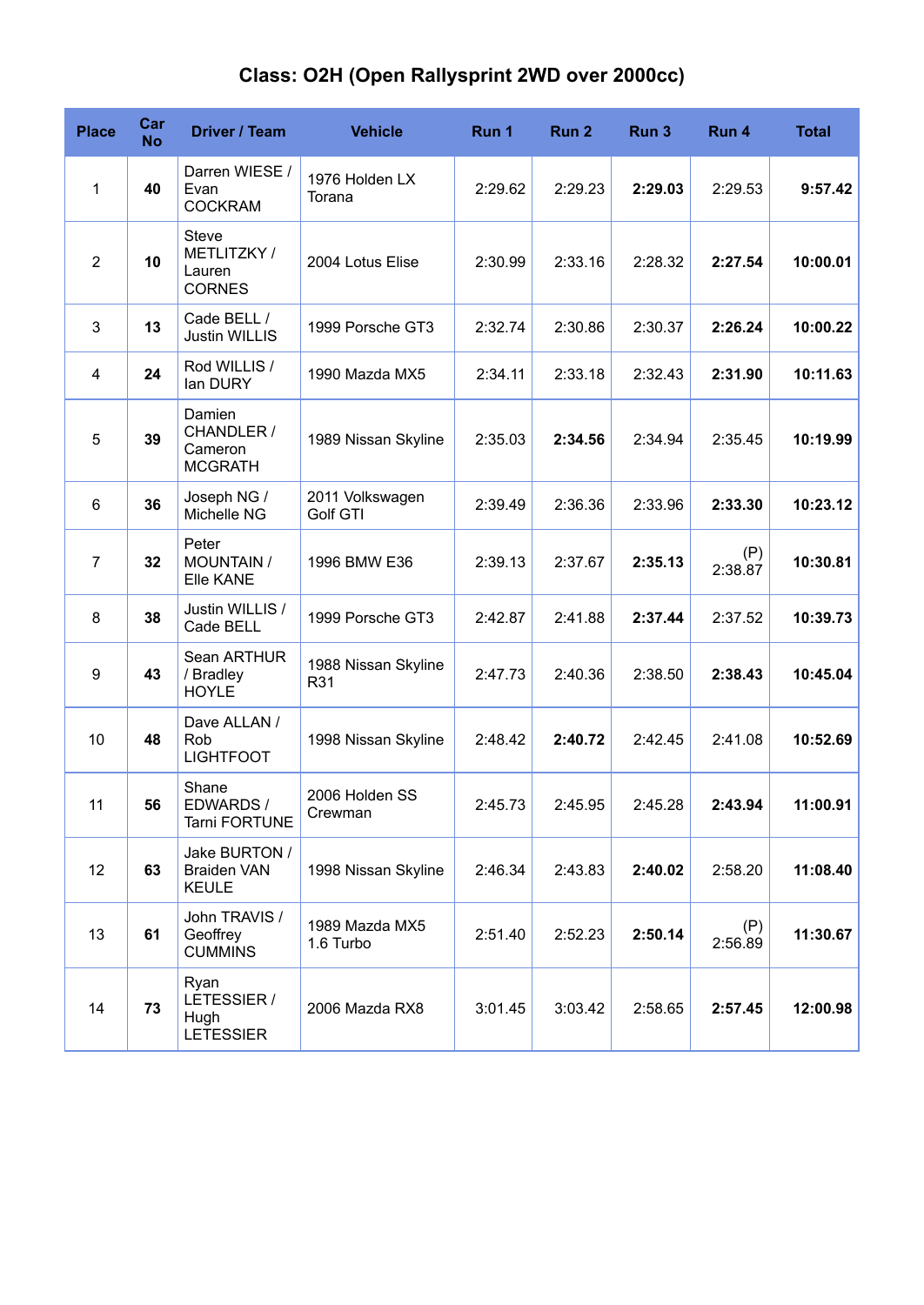# Class: O2H (Open Rallysprint 2WD over 2000cc)

| Place | Car No | Driver / Team | Vehicle | Run 1 | Run 2 | Run 3 | Run 4 | Total |
|---|---|---|---|---|---|---|---|---|
| 1 | **40** | Darren WIESE / Evan COCKRAM | 1976 Holden LX Torana | 2:29.62 | 2:29.23 | **2:29.03** | 2:29.53 | **9:57.42** |
| 2 | **10** | Steve METLITZKY / Lauren CORNES | 2004 Lotus Elise | 2:30.99 | 2:33.16 | 2:28.32 | **2:27.54** | **10:00.01** |
| 3 | **13** | Cade BELL / Justin WILLIS | 1999 Porsche GT3 | 2:32.74 | 2:30.86 | 2:30.37 | **2:26.24** | **10:00.22** |
| 4 | **24** | Rod WILLIS / Ian DURY | 1990 Mazda MX5 | 2:34.11 | 2:33.18 | 2:32.43 | **2:31.90** | **10:11.63** |
| 5 | **39** | Damien CHANDLER / Cameron MCGRATH | 1989 Nissan Skyline | 2:35.03 | **2:34.56** | 2:34.94 | 2:35.45 | **10:19.99** |
| 6 | **36** | Joseph NG / Michelle NG | 2011 Volkswagen Golf GTI | 2:39.49 | 2:36.36 | 2:33.96 | **2:33.30** | **10:23.12** |
| 7 | **32** | Peter MOUNTAIN / Elle KANE | 1996 BMW E36 | 2:39.13 | 2:37.67 | **2:35.13** | (P) 2:38.87 | **10:30.81** |
| 8 | **38** | Justin WILLIS / Cade BELL | 1999 Porsche GT3 | 2:42.87 | 2:41.88 | **2:37.44** | 2:37.52 | **10:39.73** |
| 9 | **43** | Sean ARTHUR / Bradley HOYLE | 1988 Nissan Skyline R31 | 2:47.73 | 2:40.36 | 2:38.50 | **2:38.43** | **10:45.04** |
| 10 | **48** | Dave ALLAN / Rob LIGHTFOOT | 1998 Nissan Skyline | 2:48.42 | **2:40.72** | 2:42.45 | 2:41.08 | **10:52.69** |
| 11 | **56** | Shane EDWARDS / Tarni FORTUNE | 2006 Holden SS Crewman | 2:45.73 | 2:45.95 | 2:45.28 | **2:43.94** | **11:00.91** |
| 12 | **63** | Jake BURTON / Braiden VAN KEULE | 1998 Nissan Skyline | 2:46.34 | 2:43.83 | **2:40.02** | 2:58.20 | **11:08.40** |
| 13 | **61** | John TRAVIS / Geoffrey CUMMINS | 1989 Mazda MX5 1.6 Turbo | 2:51.40 | 2:52.23 | **2:50.14** | (P) 2:56.89 | **11:30.67** |
| 14 | **73** | Ryan LETESSIER / Hugh LETESSIER | 2006 Mazda RX8 | 3:01.45 | 3:03.42 | 2:58.65 | **2:57.45** | **12:00.98** |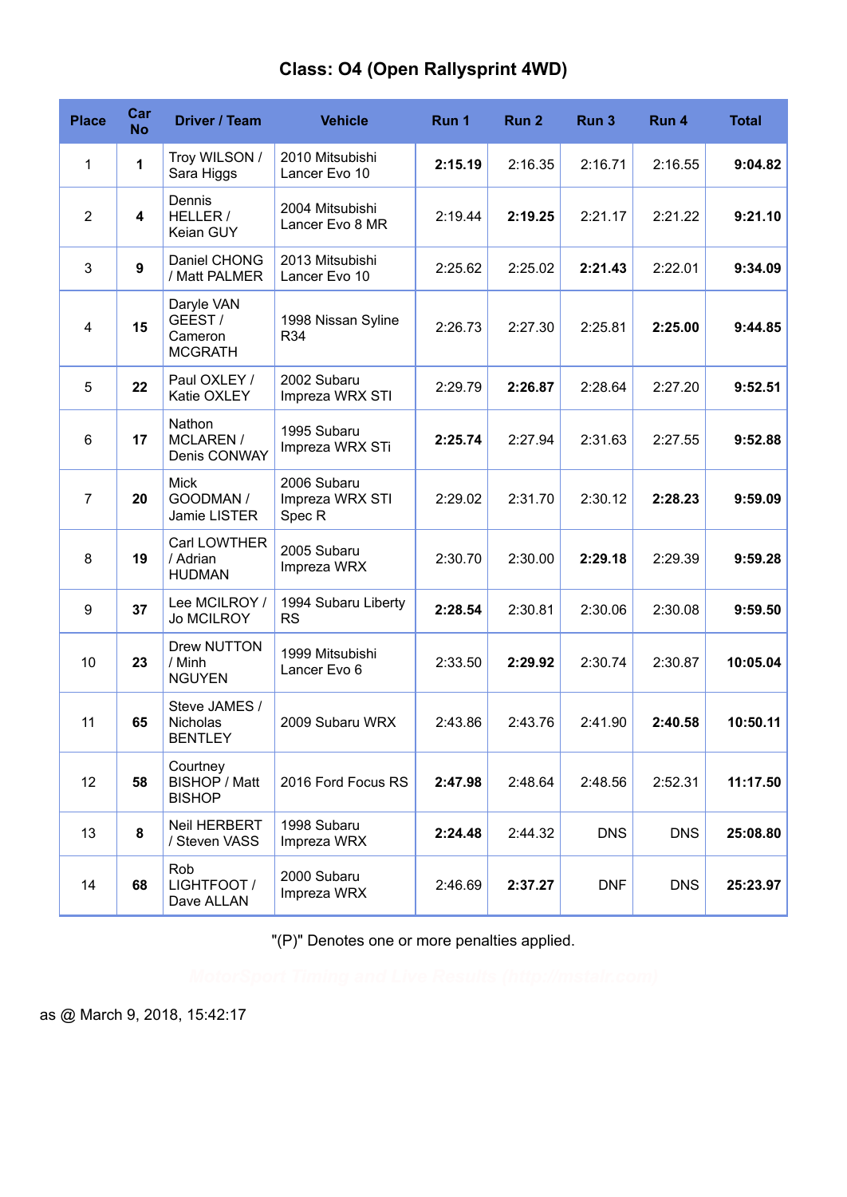# Class: O4 (Open Rallysprint 4WD)

| Place | Car No | Driver / Team | Vehicle | Run 1 | Run 2 | Run 3 | Run 4 | Total |
|---|---|---|---|---|---|---|---|---|
| 1 | **1** | Troy WILSON / Sara Higgs | 2010 Mitsubishi Lancer Evo 10 | **2:15.19** | 2:16.35 | 2:16.71 | 2:16.55 | **9:04.82** |
| 2 | **4** | Dennis HELLER / Keian GUY | 2004 Mitsubishi Lancer Evo 8 MR | 2:19.44 | **2:19.25** | 2:21.17 | 2:21.22 | **9:21.10** |
| 3 | **9** | Daniel CHONG / Matt PALMER | 2013 Mitsubishi Lancer Evo 10 | 2:25.62 | 2:25.02 | **2:21.43** | 2:22.01 | **9:34.09** |
| 4 | **15** | Daryle VAN GEEST / Cameron MCGRATH | 1998 Nissan Syline R34 | 2:26.73 | 2:27.30 | 2:25.81 | **2:25.00** | **9:44.85** |
| 5 | **22** | Paul OXLEY / Katie OXLEY | 2002 Subaru Impreza WRX STI | 2:29.79 | **2:26.87** | 2:28.64 | 2:27.20 | **9:52.51** |
| 6 | **17** | Nathon MCLAREN / Denis CONWAY | 1995 Subaru Impreza WRX STi | **2:25.74** | 2:27.94 | 2:31.63 | 2:27.55 | **9:52.88** |
| 7 | **20** | Mick GOODMAN / Jamie LISTER | 2006 Subaru Impreza WRX STI Spec R | 2:29.02 | 2:31.70 | 2:30.12 | **2:28.23** | **9:59.09** |
| 8 | **19** | Carl LOWTHER / Adrian HUDMAN | 2005 Subaru Impreza WRX | 2:30.70 | 2:30.00 | **2:29.18** | 2:29.39 | **9:59.28** |
| 9 | **37** | Lee MCILROY / Jo MCILROY | 1994 Subaru Liberty RS | **2:28.54** | 2:30.81 | 2:30.06 | 2:30.08 | **9:59.50** |
| 10 | **23** | Drew NUTTON / Minh NGUYEN | 1999 Mitsubishi Lancer Evo 6 | 2:33.50 | **2:29.92** | 2:30.74 | 2:30.87 | **10:05.04** |
| 11 | **65** | Steve JAMES / Nicholas BENTLEY | 2009 Subaru WRX | 2:43.86 | 2:43.76 | 2:41.90 | **2:40.58** | **10:50.11** |
| 12 | **58** | Courtney BISHOP / Matt BISHOP | 2016 Ford Focus RS | **2:47.98** | 2:48.64 | 2:48.56 | 2:52.31 | **11:17.50** |
| 13 | **8** | Neil HERBERT / Steven VASS | 1998 Subaru Impreza WRX | **2:24.48** | 2:44.32 | DNS | DNS | **25:08.80** |
| 14 | **68** | Rob LIGHTFOOT / Dave ALLAN | 2000 Subaru Impreza WRX | 2:46.69 | **2:37.27** | DNF | DNS | **25:23.97** |

"(P)" Denotes one or more penalties applied.

as @ March 9, 2018, 15:42:17